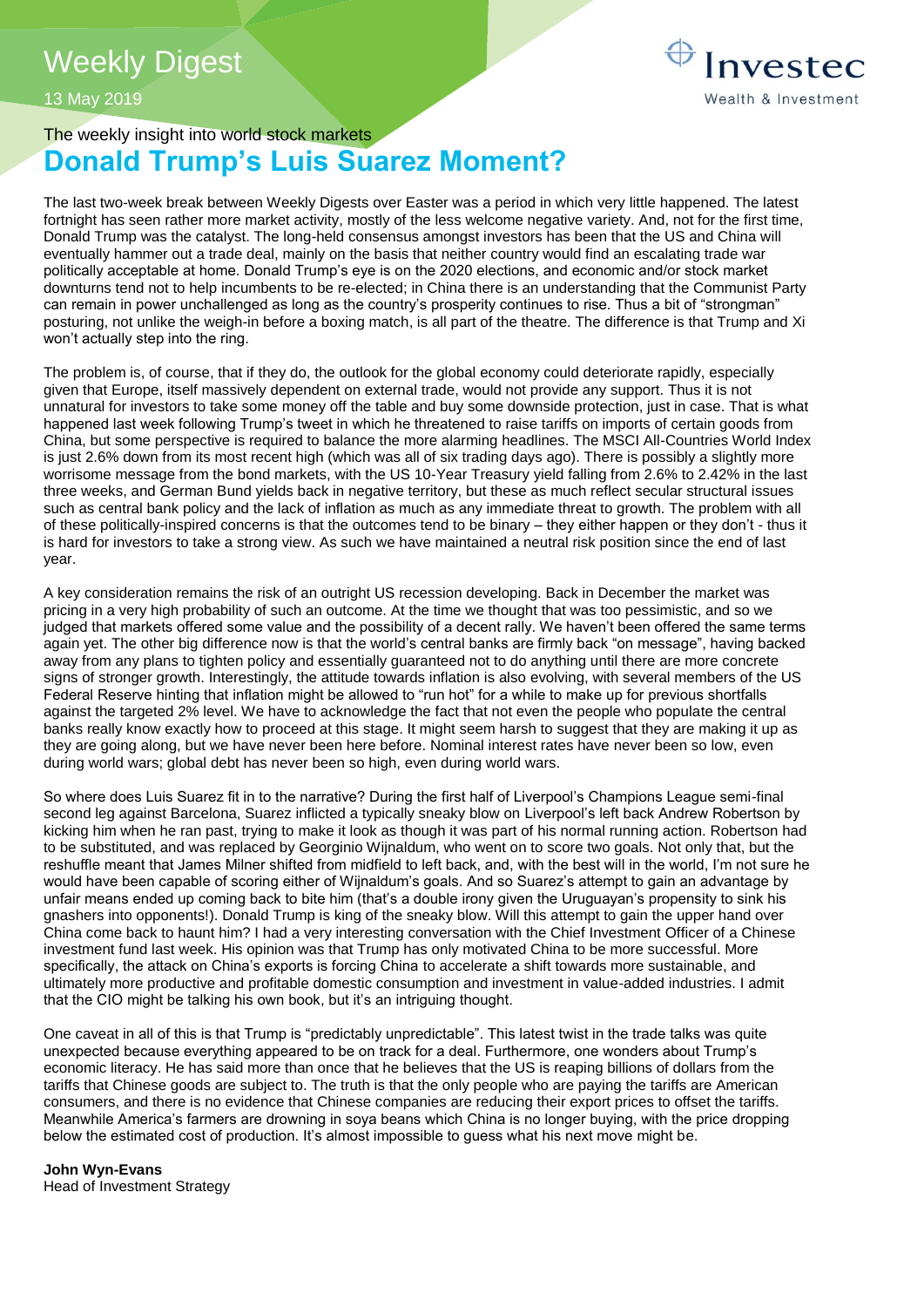Weekly Digest

13 May 2019

The weekly insight into world stock markets

# Donald Trump's Luis Suarez Moment?

The last two-week break between Weekly Digests over Easter was a period in which very little happened. The latest fortnight has seen rather more market activity, mostly of the less welcome negative variety. And, not for the first time, Donald Trump was the catalyst. The long-held consensus amongst investors has been that the US and China will eventually hammer out a trade deal, mainly on the basis that neither country would find an escalating trade war politically acceptable at home. Donald Trump's eye is on the 2020 elections, and economic and/or stock market downturns tend not to help incumbents to be re-elected; in China there is an understanding that the Communist Party can remain in power unchallenged as long as the country's prosperity continues to rise. Thus a bit of "strongman" posturing, not unlike the weigh-in before a boxing match, is all part of the theatre. The difference is that Trump and Xi won't actually step into the ring.

The problem is, of course, that if they do, the outlook for the global economy could deteriorate rapidly, especially given that Europe, itself massively dependent on external trade, would not provide any support. Thus it is not unnatural for investors to take some money off the table and buy some downside protection, just in case. That is what happened last week following Trump's tweet in which he threatened to raise tariffs on imports of certain goods from China, but some perspective is required to balance the more alarming headlines. The MSCI All-Countries World Index is just 2.6% down from its most recent high (which was all of six trading days ago). There is possibly a slightly more worrisome message from the bond markets, with the US 10-Year Treasury yield falling from 2.6% to 2.42% in the last three weeks, and German Bund yields back in negative territory, but these as much reflect secular structural issues such as central bank policy and the lack of inflation as much as any immediate threat to growth. The problem with all of these politically-inspired concerns is that the outcomes tend to be binary – they either happen or they don't - thus it is hard for investors to take a strong view. As such we have maintained a neutral risk position since the end of last year.

A key consideration remains the risk of an outright US recession developing. Back in December the market was pricing in a very high probability of such an outcome. At the time we thought that was too pessimistic, and so we judged that markets offered some value and the possibility of a decent rally. We haven't been offered the same terms again yet. The other big difference now is that the world's central banks are firmly back "on message", having backed away from any plans to tighten policy and essentially guaranteed not to do anything until there are more concrete signs of stronger growth. Interestingly, the attitude towards inflation is also evolving, with several members of the US Federal Reserve hinting that inflation might be allowed to "run hot" for a while to make up for previous shortfalls against the targeted 2% level. We have to acknowledge the fact that not even the people who populate the central banks really know exactly how to proceed at this stage. It might seem harsh to suggest that they are making it up as they are going along, but we have never been here before. Nominal interest rates have never been so low, even during world wars; global debt has never been so high, even during world wars.

So where does Luis Suarez fit in to the narrative? During the first half of Liverpool's Champions League semi-final second leg against Barcelona, Suarez inflicted a typically sneaky blow on Liverpool's left back Andrew Robertson by kicking him when he ran past, trying to make it look as though it was part of his normal running action. Robertson had to be substituted, and was replaced by Georginio Wijnaldum, who went on to score two goals. Not only that, but the reshuffle meant that James Milner shifted from midfield to left back, and, with the best will in the world, I'm not sure he would have been capable of scoring either of Wijnaldum's goals. And so Suarez's attempt to gain an advantage by unfair means ended up coming back to bite him (that's a double irony given the Uruguayan's propensity to sink his gnashers into opponents!). Donald Trump is king of the sneaky blow. Will this attempt to gain the upper hand over China come back to haunt him? I had a very interesting conversation with the Chief Investment Officer of a Chinese investment fund last week. His opinion was that Trump has only motivated China to be more successful. More specifically, the attack on China's exports is forcing China to accelerate a shift towards more sustainable, and ultimately more productive and profitable domestic consumption and investment in value-added industries. I admit that the CIO might be talking his own book, but it's an intriguing thought.

One caveat in all of this is that Trump is "predictably unpredictable". This latest twist in the trade talks was quite unexpected because everything appeared to be on track for a deal. Furthermore, one wonders about Trump's economic literacy. He has said more than once that he believes that the US is reaping billions of dollars from the tariffs that Chinese goods are subject to. The truth is that the only people who are paying the tariffs are American consumers, and there is no evidence that Chinese companies are reducing their export prices to offset the tariffs. Meanwhile America's farmers are drowning in soya beans which China is no longer buying, with the price dropping below the estimated cost of production. It's almost impossible to guess what his next move might be.

**John Wyn-Evans**
Head of Investment Strategy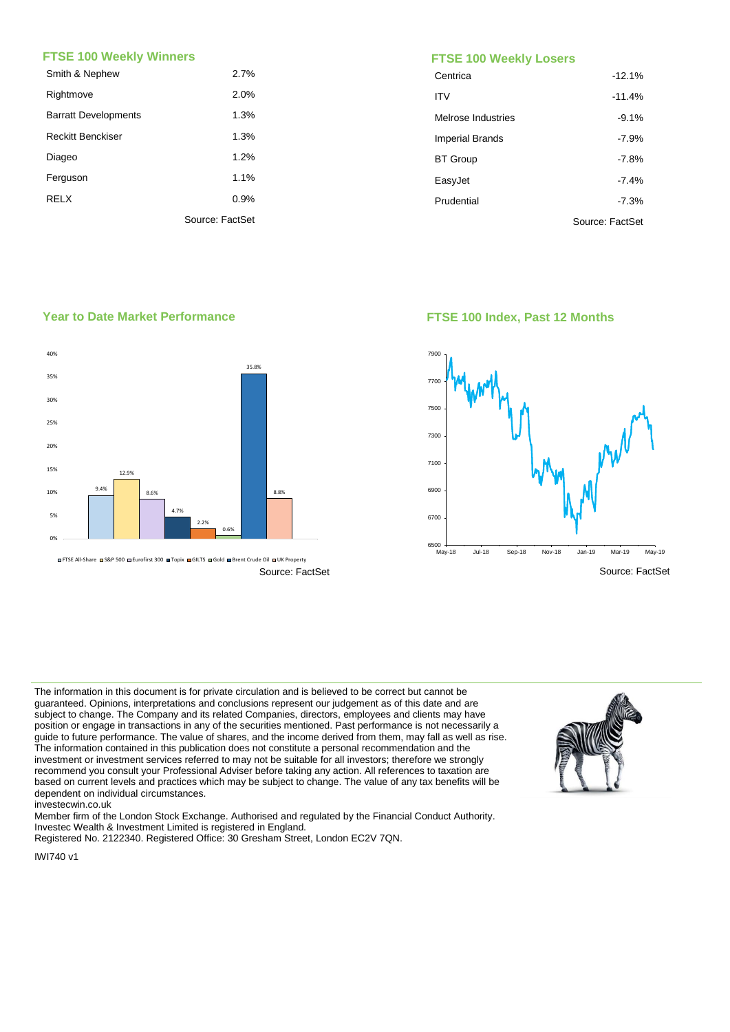## FTSE 100 Weekly Winners

| | |
|---|---|
| Smith & Nephew | 2.7% |
| Rightmove | 2.0% |
| Barratt Developments | 1.3% |
| Reckitt Benckiser | 1.3% |
| Diageo | 1.2% |
| Ferguson | 1.1% |
| RELX | 0.9% |

Source: FactSet

## FTSE 100 Weekly Losers

| | |
|---|---|
| Centrica | -12.1% |
| ITV | -11.4% |
| Melrose Industries | -9.1% |
| Imperial Brands | -7.9% |
| BT Group | -7.8% |
| EasyJet | -7.4% |
| Prudential | -7.3% |

Source: FactSet

## Year to Date Market Performance

40%
35%
30%
25%
20%
15%
10%
5%
0%

9.4%
12.9%
8.6%
4.7%
2.2%
0.6%
35.8%
8.8%

FTSE All-Share, S&P 500, Eurofirst 300, Topix, GILTS, Gold, Brent Crude Oil, UK Property

Source: FactSet

## FTSE 100 Index, Past 12 Months

7900
7700
7500
7300
7100
6900
6700
6500

May-18, Jul-18, Sep-18, Nov-18, Jan-19, Mar-19, May-19

Source: FactSet

The information in this document is for private circulation and is believed to be correct but cannot be guaranteed. Opinions, interpretations and conclusions represent our judgement as of this date and are subject to change. The Company and its related Companies, directors, employees and clients may have position or engage in transactions in any of the securities mentioned. Past performance is not necessarily a guide to future performance. The value of shares, and the income derived from them, may fall as well as rise. The information contained in this publication does not constitute a personal recommendation and the investment or investment services referred to may not be suitable for all investors; therefore we strongly recommend you consult your Professional Adviser before taking any action. All references to taxation are based on current levels and practices which may be subject to change. The value of any tax benefits will be dependent on individual circumstances.
investecwin.co.uk
Member firm of the London Stock Exchange. Authorised and regulated by the Financial Conduct Authority.
Investec Wealth & Investment Limited is registered in England.
Registered No. 2122340. Registered Office: 30 Gresham Street, London EC2V 7QN.

IWI740 v1